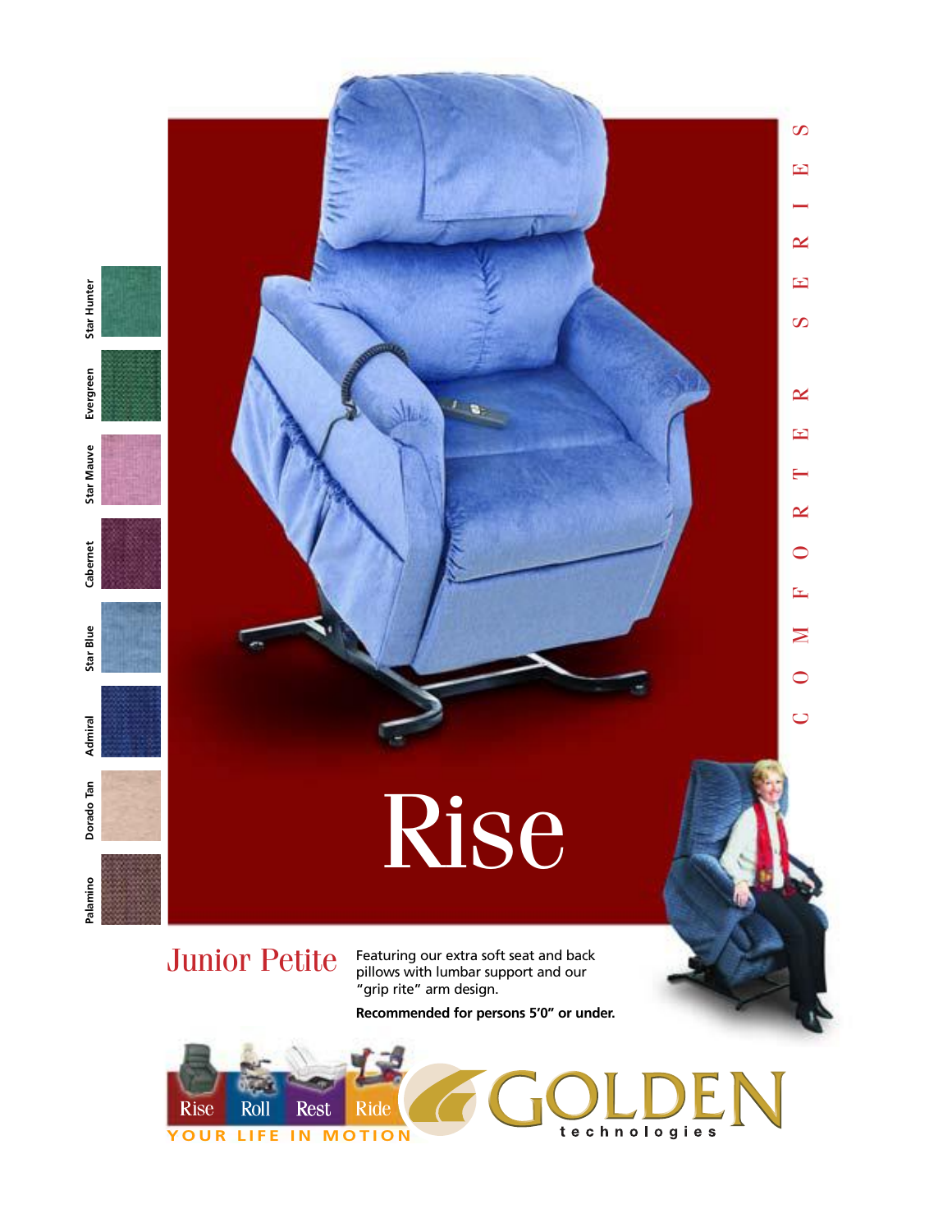# Rise

## Junior Petite

COMFORTER SERIES

Featuring our extra soft seat and back pillows with lumbar support and our "grip rite" arm design.

**Recommended for persons 5'0" or under.**

Star Hunter

Evergreen

Star Mauve

Cabernet

Star Blue

Admiral

Dorado Tan

Palamino

Rise Roll Rest Ride

YOUR LIFE IN MOTION

GOLDEN technologies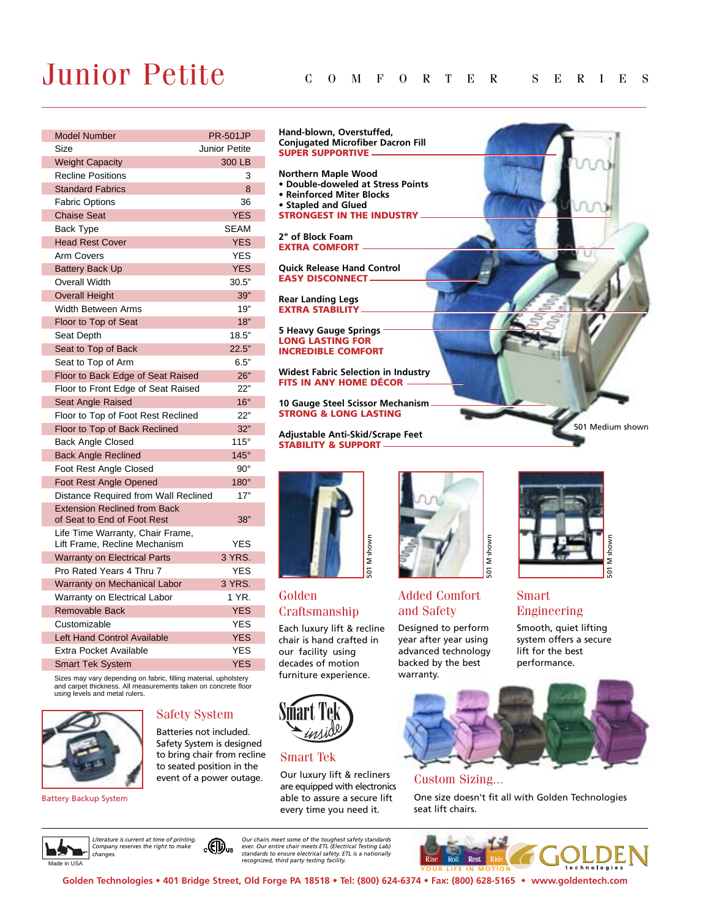# Junior Petite

COMFORTER SERIES

| | |
|---|---|
| Model Number | PR-501JP |
| Size | Junior Petite |
| Weight Capacity | 300 LB |
| Recline Positions | 3 |
| Standard Fabrics | 8 |
| Fabric Options | 36 |
| Chaise Seat | YES |
| Back Type | SEAM |
| Head Rest Cover | YES |
| Arm Covers | YES |
| Battery Back Up | YES |
| Overall Width | 30.5" |
| Overall Height | 39" |
| Width Between Arms | 19" |
| Floor to Top of Seat | 18" |
| Seat Depth | 18.5" |
| Seat to Top of Back | 22.5" |
| Seat to Top of Arm | 6.5" |
| Floor to Back Edge of Seat Raised | 26" |
| Floor to Front Edge of Seat Raised | 22" |
| Seat Angle Raised | 16° |
| Floor to Top of Foot Rest Reclined | 22" |
| Floor to Top of Back Reclined | 32" |
| Back Angle Closed | 115° |
| Back Angle Reclined | 145° |
| Foot Rest Angle Closed | 90° |
| Foot Rest Angle Opened | 180° |
| Distance Required from Wall Reclined | 17" |
| Extension Reclined from Back of Seat to End of Foot Rest | 38" |
| Life Time Warranty, Chair Frame, Lift Frame, Recline Mechanism | YES |
| Warranty on Electrical Parts | 3 YRS. |
| Pro Rated Years 4 Thru 7 | YES |
| Warranty on Mechanical Labor | 3 YRS. |
| Warranty on Electrical Labor | 1 YR. |
| Removable Back | YES |
| Customizable | YES |
| Left Hand Control Available | YES |
| Extra Pocket Available | YES |
| Smart Tek System | YES |

Sizes may vary depending on fabric, filling material, upholstery and carpet thickness. All measurements taken on concrete floor using levels and metal rulers.

Hand-blown, Overstuffed, Conjugated Microfiber Dacron Fill
**SUPER SUPPORTIVE**

Northern Maple Wood
- Double-doweled at Stress Points
- Reinforced Miter Blocks
- Stapled and Glued

**STRONGEST IN THE INDUSTRY**

2" of Block Foam
**EXTRA COMFORT**

Quick Release Hand Control
**EASY DISCONNECT**

Rear Landing Legs
**EXTRA STABILITY**

5 Heavy Gauge Springs
**LONG LASTING FOR INCREDIBLE COMFORT**

Widest Fabric Selection in Industry
**FITS IN ANY HOME DÉCOR**

10 Gauge Steel Scissor Mechanism
**STRONG & LONG LASTING**

Adjustable Anti-Skid/Scrape Feet
**STABILITY & SUPPORT**

501 Medium shown

501 M shown

501 M shown

501 M shown

## Golden Craftsmanship

Each luxury lift & recline chair is hand crafted in our facility using decades of motion furniture experience.

## Added Comfort and Safety

Designed to perform year after year using advanced technology backed by the best warranty.

## Smart Engineering

Smooth, quiet lifting system offers a secure lift for the best performance.

## Safety System

Batteries not included. Safety System is designed to bring chair from recline to seated position in the event of a power outage.

Battery Backup System

## Smart Tek

Our luxury lift & recliners are equipped with electronics able to assure a secure lift every time you need it.

## Custom Sizing...

One size doesn't fit all with Golden Technologies seat lift chairs.

Made in USA

*Literature is current at time of printing. Company reserves the right to make changes.*

*Our chairs meet some of the toughest safety standards ever. Our entire chair meets ETL (Electrical Testing Lab) standards to ensure electrical safety. ETL is a nationally recognized, third party testing facility.*

Rise Roll Rest Ride — YOUR LIFE IN MOTION — GOLDEN technologies

**Golden Technologies • 401 Bridge Street, Old Forge PA 18518 • Tel: (800) 624-6374 • Fax: (800) 628-5165 • www.goldentech.com**